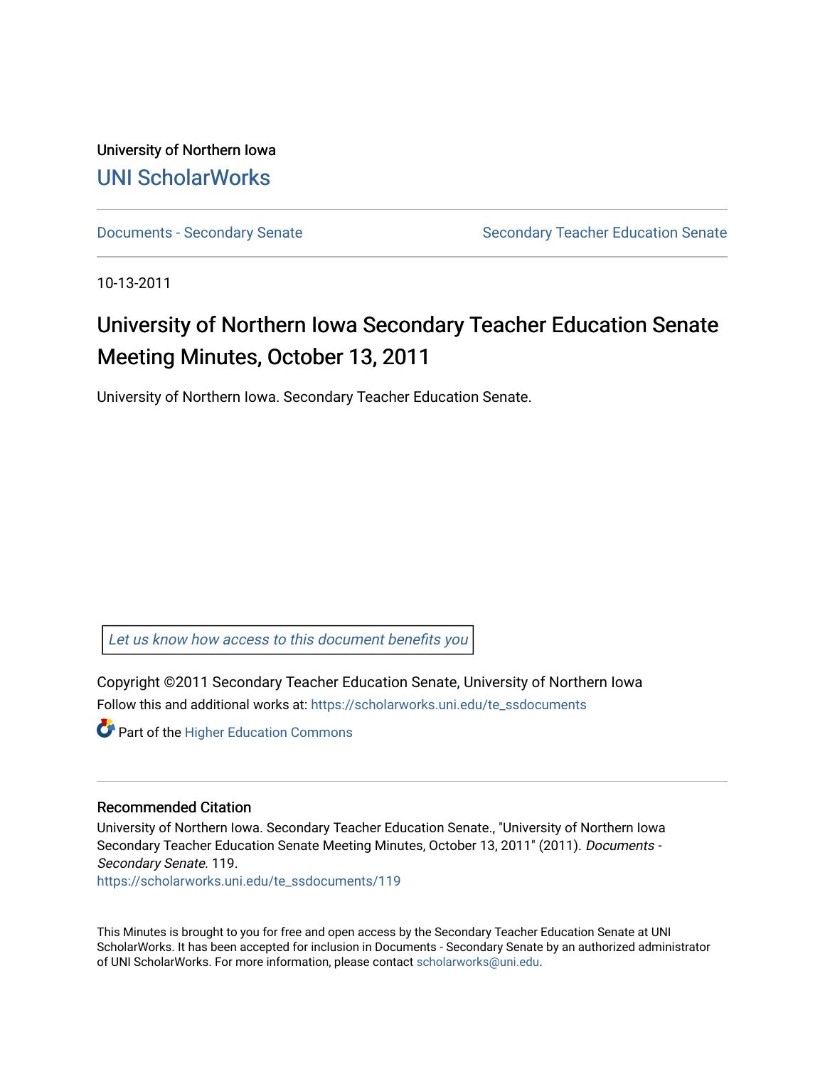University of Northern Iowa

# UNI ScholarWorks

Documents - Secondary Senate

Secondary Teacher Education Senate

10-13-2011

# University of Northern Iowa Secondary Teacher Education Senate Meeting Minutes, October 13, 2011

University of Northern Iowa. Secondary Teacher Education Senate.

Let us know how access to this document benefits you

Copyright ©2011 Secondary Teacher Education Senate, University of Northern Iowa

Follow this and additional works at: https://scholarworks.uni.edu/te_ssdocuments

Part of the Higher Education Commons

## Recommended Citation

University of Northern Iowa. Secondary Teacher Education Senate., "University of Northern Iowa Secondary Teacher Education Senate Meeting Minutes, October 13, 2011" (2011). *Documents - Secondary Senate*. 119.
https://scholarworks.uni.edu/te_ssdocuments/119

This Minutes is brought to you for free and open access by the Secondary Teacher Education Senate at UNI ScholarWorks. It has been accepted for inclusion in Documents - Secondary Senate by an authorized administrator of UNI ScholarWorks. For more information, please contact scholarworks@uni.edu.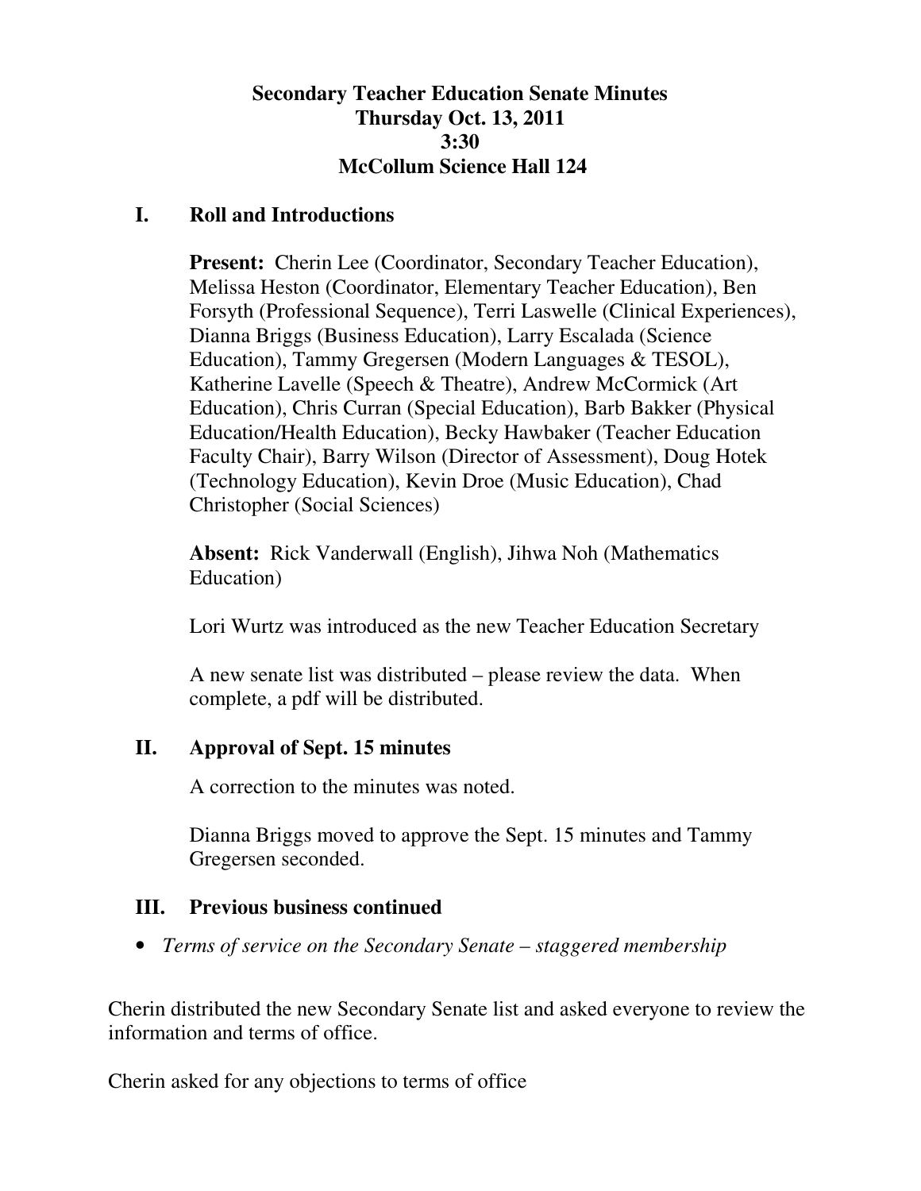**Secondary Teacher Education Senate Minutes**
**Thursday Oct. 13, 2011**
**3:30**
**McCollum Science Hall 124**

## I. Roll and Introductions

**Present:** Cherin Lee (Coordinator, Secondary Teacher Education), Melissa Heston (Coordinator, Elementary Teacher Education), Ben Forsyth (Professional Sequence), Terri Laswelle (Clinical Experiences), Dianna Briggs (Business Education), Larry Escalada (Science Education), Tammy Gregersen (Modern Languages & TESOL), Katherine Lavelle (Speech & Theatre), Andrew McCormick (Art Education), Chris Curran (Special Education), Barb Bakker (Physical Education/Health Education), Becky Hawbaker (Teacher Education Faculty Chair), Barry Wilson (Director of Assessment), Doug Hotek (Technology Education), Kevin Droe (Music Education), Chad Christopher (Social Sciences)

**Absent:** Rick Vanderwall (English), Jihwa Noh (Mathematics Education)

Lori Wurtz was introduced as the new Teacher Education Secretary

A new senate list was distributed – please review the data. When complete, a pdf will be distributed.

## II. Approval of Sept. 15 minutes

A correction to the minutes was noted.

Dianna Briggs moved to approve the Sept. 15 minutes and Tammy Gregersen seconded.

## III. Previous business continued

- *Terms of service on the Secondary Senate – staggered membership*

Cherin distributed the new Secondary Senate list and asked everyone to review the information and terms of office.

Cherin asked for any objections to terms of office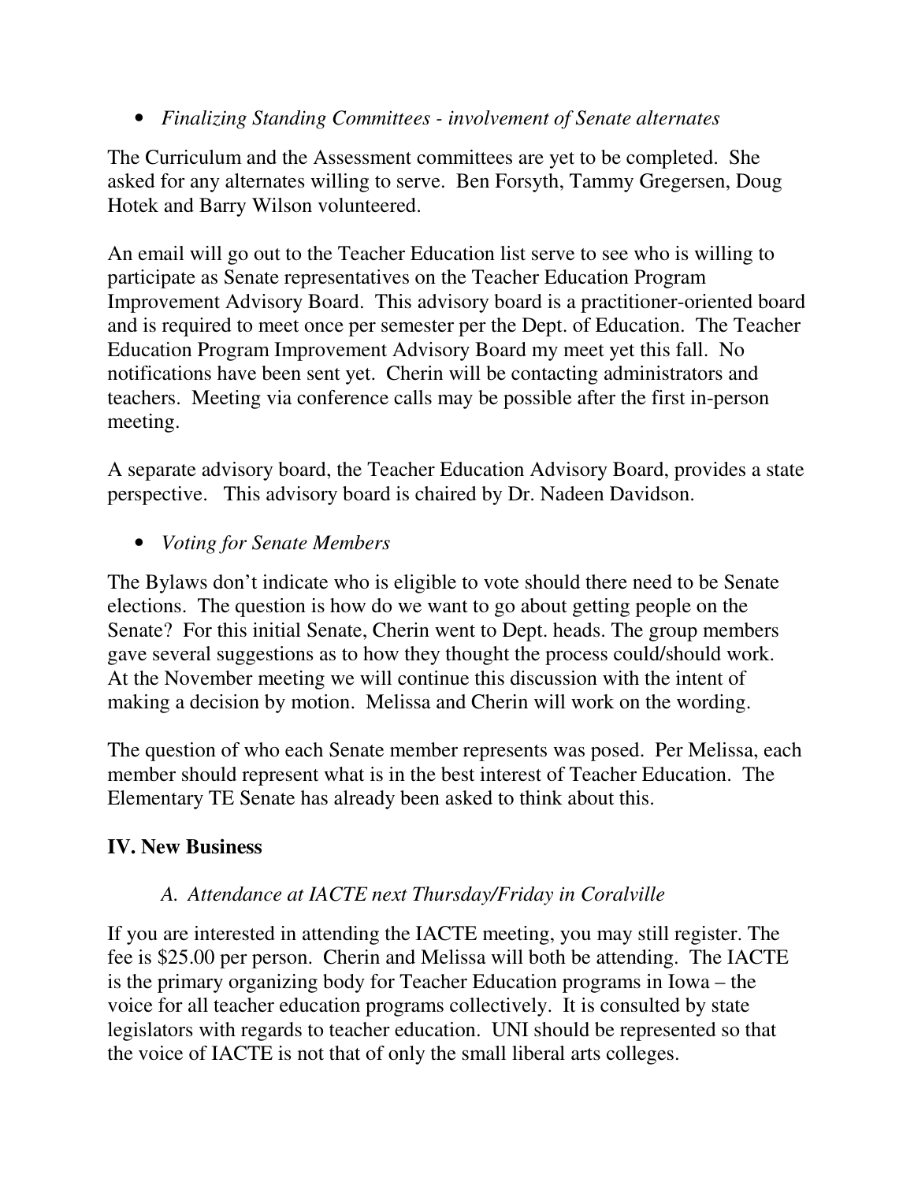- *Finalizing Standing Committees - involvement of Senate alternates*

The Curriculum and the Assessment committees are yet to be completed. She asked for any alternates willing to serve. Ben Forsyth, Tammy Gregersen, Doug Hotek and Barry Wilson volunteered.

An email will go out to the Teacher Education list serve to see who is willing to participate as Senate representatives on the Teacher Education Program Improvement Advisory Board. This advisory board is a practitioner-oriented board and is required to meet once per semester per the Dept. of Education. The Teacher Education Program Improvement Advisory Board my meet yet this fall. No notifications have been sent yet. Cherin will be contacting administrators and teachers. Meeting via conference calls may be possible after the first in-person meeting.

A separate advisory board, the Teacher Education Advisory Board, provides a state perspective. This advisory board is chaired by Dr. Nadeen Davidson.

- *Voting for Senate Members*

The Bylaws don't indicate who is eligible to vote should there need to be Senate elections. The question is how do we want to go about getting people on the Senate? For this initial Senate, Cherin went to Dept. heads. The group members gave several suggestions as to how they thought the process could/should work. At the November meeting we will continue this discussion with the intent of making a decision by motion. Melissa and Cherin will work on the wording.

The question of who each Senate member represents was posed. Per Melissa, each member should represent what is in the best interest of Teacher Education. The Elementary TE Senate has already been asked to think about this.

## IV. New Business

### *A. Attendance at IACTE next Thursday/Friday in Coralville*

If you are interested in attending the IACTE meeting, you may still register. The fee is $25.00 per person. Cherin and Melissa will both be attending. The IACTE is the primary organizing body for Teacher Education programs in Iowa – the voice for all teacher education programs collectively. It is consulted by state legislators with regards to teacher education. UNI should be represented so that the voice of IACTE is not that of only the small liberal arts colleges.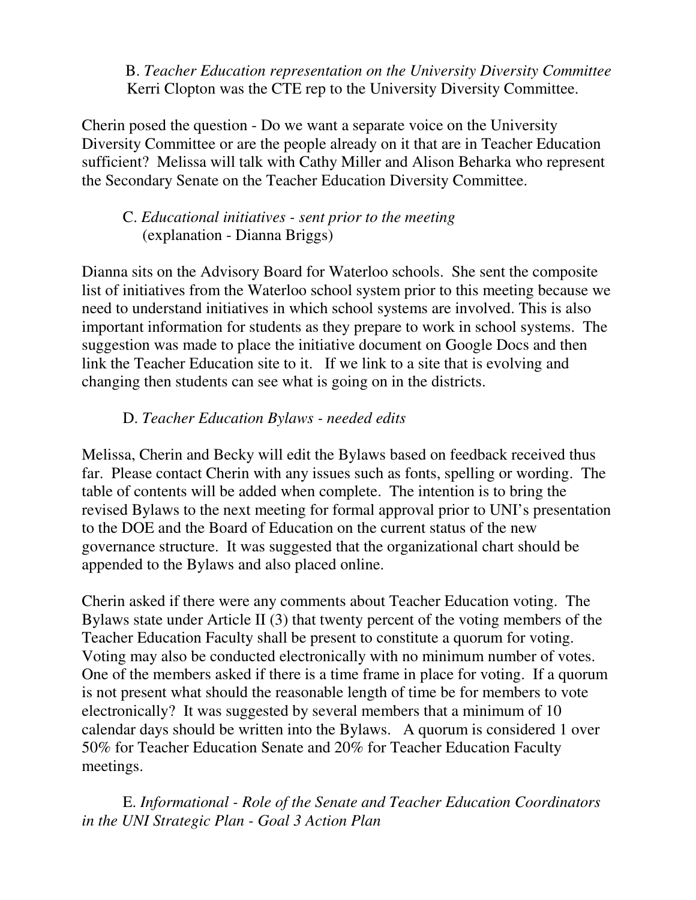B. *Teacher Education representation on the University Diversity Committee*
Kerri Clopton was the CTE rep to the University Diversity Committee.

Cherin posed the question - Do we want a separate voice on the University Diversity Committee or are the people already on it that are in Teacher Education sufficient? Melissa will talk with Cathy Miller and Alison Beharka who represent the Secondary Senate on the Teacher Education Diversity Committee.

C. *Educational initiatives - sent prior to the meeting*
(explanation - Dianna Briggs)

Dianna sits on the Advisory Board for Waterloo schools. She sent the composite list of initiatives from the Waterloo school system prior to this meeting because we need to understand initiatives in which school systems are involved. This is also important information for students as they prepare to work in school systems. The suggestion was made to place the initiative document on Google Docs and then link the Teacher Education site to it. If we link to a site that is evolving and changing then students can see what is going on in the districts.

D. *Teacher Education Bylaws - needed edits*

Melissa, Cherin and Becky will edit the Bylaws based on feedback received thus far. Please contact Cherin with any issues such as fonts, spelling or wording. The table of contents will be added when complete. The intention is to bring the revised Bylaws to the next meeting for formal approval prior to UNI's presentation to the DOE and the Board of Education on the current status of the new governance structure. It was suggested that the organizational chart should be appended to the Bylaws and also placed online.

Cherin asked if there were any comments about Teacher Education voting. The Bylaws state under Article II (3) that twenty percent of the voting members of the Teacher Education Faculty shall be present to constitute a quorum for voting. Voting may also be conducted electronically with no minimum number of votes. One of the members asked if there is a time frame in place for voting. If a quorum is not present what should the reasonable length of time be for members to vote electronically? It was suggested by several members that a minimum of 10 calendar days should be written into the Bylaws. A quorum is considered 1 over 50% for Teacher Education Senate and 20% for Teacher Education Faculty meetings.

E. *Informational - Role of the Senate and Teacher Education Coordinators in the UNI Strategic Plan - Goal 3 Action Plan*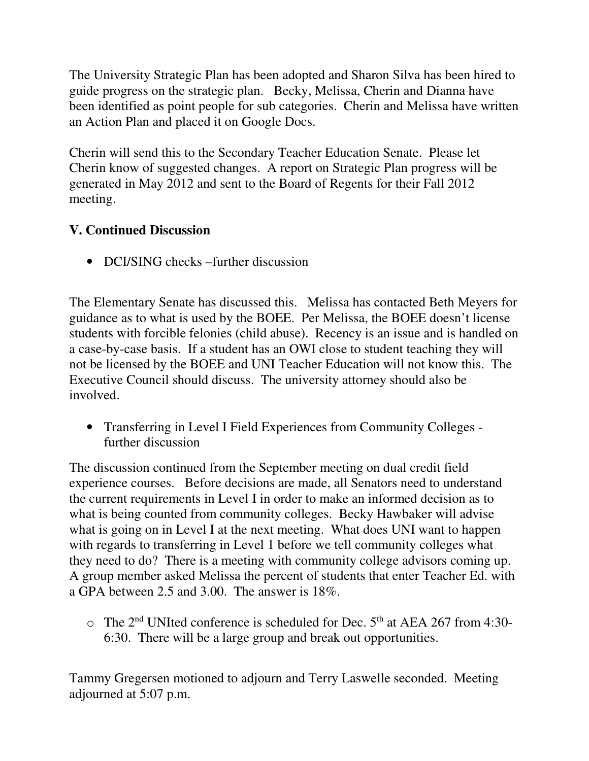The University Strategic Plan has been adopted and Sharon Silva has been hired to guide progress on the strategic plan. Becky, Melissa, Cherin and Dianna have been identified as point people for sub categories. Cherin and Melissa have written an Action Plan and placed it on Google Docs.

Cherin will send this to the Secondary Teacher Education Senate. Please let Cherin know of suggested changes. A report on Strategic Plan progress will be generated in May 2012 and sent to the Board of Regents for their Fall 2012 meeting.

**V. Continued Discussion**

- DCI/SING checks –further discussion

The Elementary Senate has discussed this. Melissa has contacted Beth Meyers for guidance as to what is used by the BOEE. Per Melissa, the BOEE doesn't license students with forcible felonies (child abuse). Recency is an issue and is handled on a case-by-case basis. If a student has an OWI close to student teaching they will not be licensed by the BOEE and UNI Teacher Education will not know this. The Executive Council should discuss. The university attorney should also be involved.

- Transferring in Level I Field Experiences from Community Colleges - further discussion

The discussion continued from the September meeting on dual credit field experience courses. Before decisions are made, all Senators need to understand the current requirements in Level I in order to make an informed decision as to what is being counted from community colleges. Becky Hawbaker will advise what is going on in Level I at the next meeting. What does UNI want to happen with regards to transferring in Level 1 before we tell community colleges what they need to do? There is a meeting with community college advisors coming up. A group member asked Melissa the percent of students that enter Teacher Ed. with a GPA between 2.5 and 3.00. The answer is 18%.

  - The 2nd UNIted conference is scheduled for Dec. 5th at AEA 267 from 4:30-6:30. There will be a large group and break out opportunities.

Tammy Gregersen motioned to adjourn and Terry Laswelle seconded. Meeting adjourned at 5:07 p.m.